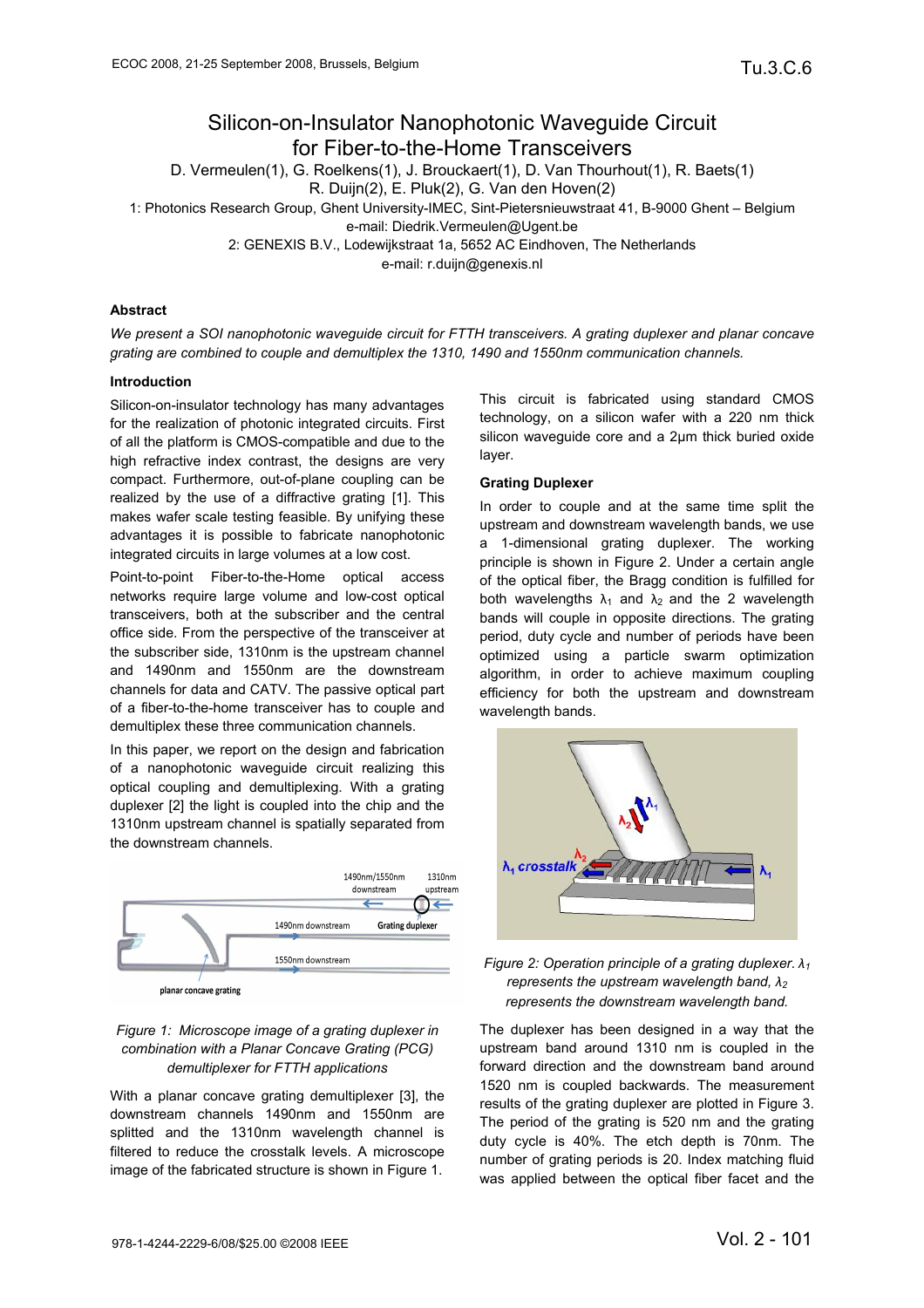# Silicon-on-Insulator Nanophotonic Waveguide Circuit for Fiber-to-the-Home Transceivers

D. Vermeulen(1), G. Roelkens(1), J. Brouckaert(1), D. Van Thourhout(1), R. Baets(1)
R. Duijn(2), E. Pluk(2), G. Van den Hoven(2)

1: Photonics Research Group, Ghent University-IMEC, Sint-Pietersnieuwstraat 41, B-9000 Ghent – Belgium
e-mail: Diedrik.Vermeulen@Ugent.be
2: GENEXIS B.V., Lodewijkstraat 1a, 5652 AC Eindhoven, The Netherlands
e-mail: r.duijn@genexis.nl

## Abstract

*We present a SOI nanophotonic waveguide circuit for FTTH transceivers. A grating duplexer and planar concave grating are combined to couple and demultiplex the 1310, 1490 and 1550nm communication channels.*

## Introduction

Silicon-on-insulator technology has many advantages for the realization of photonic integrated circuits. First of all the platform is CMOS-compatible and due to the high refractive index contrast, the designs are very compact. Furthermore, out-of-plane coupling can be realized by the use of a diffractive grating [1]. This makes wafer scale testing feasible. By unifying these advantages it is possible to fabricate nanophotonic integrated circuits in large volumes at a low cost.

Point-to-point Fiber-to-the-Home optical access networks require large volume and low-cost optical transceivers, both at the subscriber and the central office side. From the perspective of the transceiver at the subscriber side, 1310nm is the upstream channel and 1490nm and 1550nm are the downstream channels for data and CATV. The passive optical part of a fiber-to-the-home transceiver has to couple and demultiplex these three communication channels.

In this paper, we report on the design and fabrication of a nanophotonic waveguide circuit realizing this optical coupling and demultiplexing. With a grating duplexer [2] the light is coupled into the chip and the 1310nm upstream channel is spatially separated from the downstream channels.

*Figure 1: Microscope image of a grating duplexer in combination with a Planar Concave Grating (PCG) demultiplexer for FTTH applications*

With a planar concave grating demultiplexer [3], the downstream channels 1490nm and 1550nm are splitted and the 1310nm wavelength channel is filtered to reduce the crosstalk levels. A microscope image of the fabricated structure is shown in Figure 1.

This circuit is fabricated using standard CMOS technology, on a silicon wafer with a 220 nm thick silicon waveguide core and a 2µm thick buried oxide layer.

## Grating Duplexer

In order to couple and at the same time split the upstream and downstream wavelength bands, we use a 1-dimensional grating duplexer. The working principle is shown in Figure 2. Under a certain angle of the optical fiber, the Bragg condition is fulfilled for both wavelengths $\lambda_1$ and $\lambda_2$ and the 2 wavelength bands will couple in opposite directions. The grating period, duty cycle and number of periods have been optimized using a particle swarm optimization algorithm, in order to achieve maximum coupling efficiency for both the upstream and downstream wavelength bands.

*Figure 2: Operation principle of a grating duplexer. $\lambda_1$ represents the upstream wavelength band, $\lambda_2$ represents the downstream wavelength band.*

The duplexer has been designed in a way that the upstream band around 1310 nm is coupled in the forward direction and the downstream band around 1520 nm is coupled backwards. The measurement results of the grating duplexer are plotted in Figure 3. The period of the grating is 520 nm and the grating duty cycle is 40%. The etch depth is 70nm. The number of grating periods is 20. Index matching fluid was applied between the optical fiber facet and the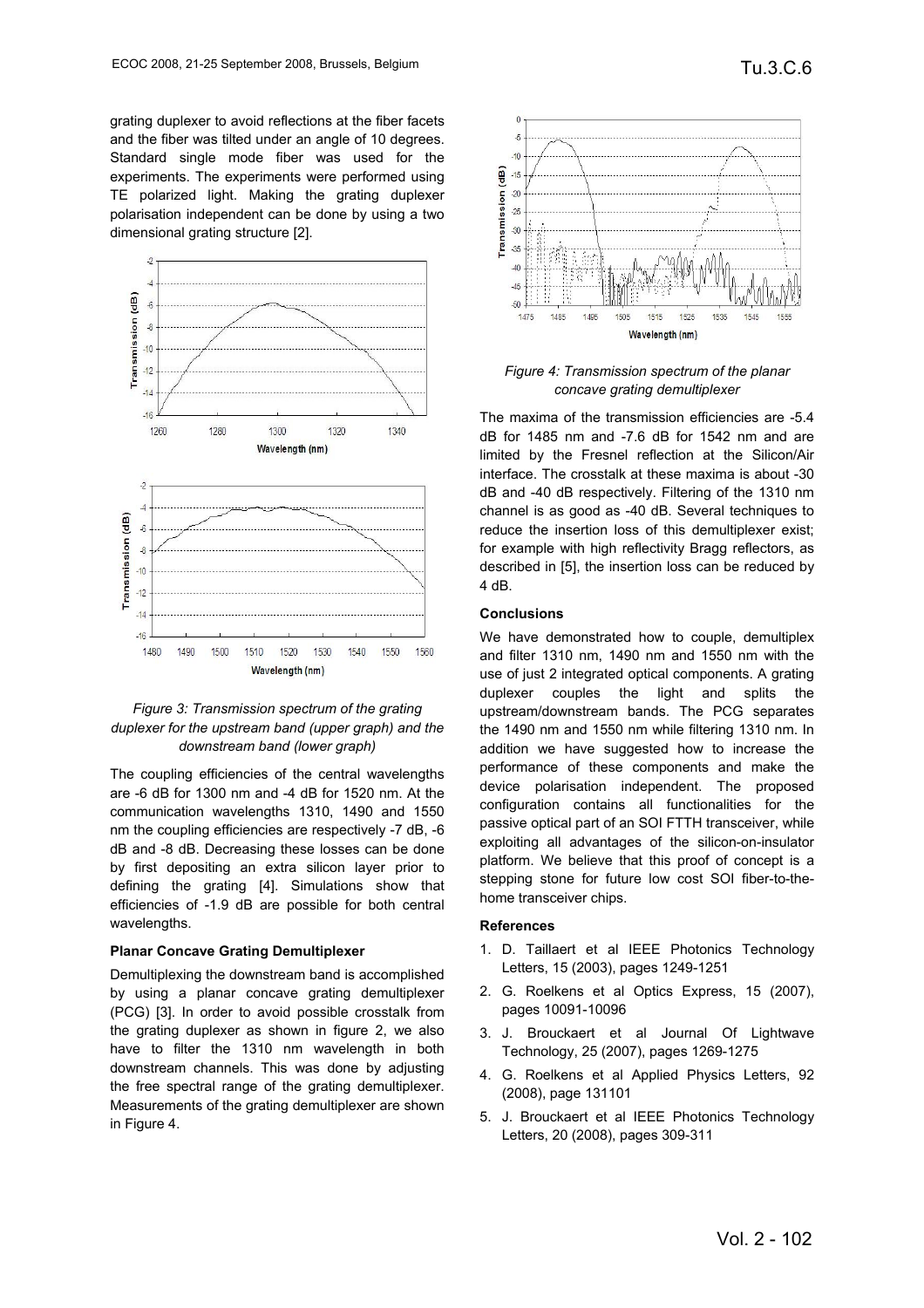grating duplexer to avoid reflections at the fiber facets and the fiber was tilted under an angle of 10 degrees. Standard single mode fiber was used for the experiments. The experiments were performed using TE polarized light. Making the grating duplexer polarisation independent can be done by using a two dimensional grating structure [2].

Transmission (dB)
-2
-4
-6
-8
-10
-12
-14
-16
1260
1280
1300
1320
1340
Wavelength (nm)

Transmission (dB)
-2
-4
-6
-8
-10
-12
-14
-16
1480
1490
1500
1510
1520
1530
1540
1550
1560
Wavelength (nm)

*Figure 3: Transmission spectrum of the grating duplexer for the upstream band (upper graph) and the downstream band (lower graph)*

The coupling efficiencies of the central wavelengths are -6 dB for 1300 nm and -4 dB for 1520 nm. At the communication wavelengths 1310, 1490 and 1550 nm the coupling efficiencies are respectively -7 dB, -6 dB and -8 dB. Decreasing these losses can be done by first depositing an extra silicon layer prior to defining the grating [4]. Simulations show that efficiencies of -1.9 dB are possible for both central wavelengths.

### Planar Concave Grating Demultiplexer

Demultiplexing the downstream band is accomplished by using a planar concave grating demultiplexer (PCG) [3]. In order to avoid possible crosstalk from the grating duplexer as shown in figure 2, we also have to filter the 1310 nm wavelength in both downstream channels. This was done by adjusting the free spectral range of the grating demultiplexer. Measurements of the grating demultiplexer are shown in Figure 4.

Transmission (dB)
0
-5
-10
-15
-20
-25
-30
-35
-40
-45
-50
1475
1485
1495
1505
1515
1525
1535
1545
1555
Wavelength (nm)

*Figure 4: Transmission spectrum of the planar concave grating demultiplexer*

The maxima of the transmission efficiencies are -5.4 dB for 1485 nm and -7.6 dB for 1542 nm and are limited by the Fresnel reflection at the Silicon/Air interface. The crosstalk at these maxima is about -30 dB and -40 dB respectively. Filtering of the 1310 nm channel is as good as -40 dB. Several techniques to reduce the insertion loss of this demultiplexer exist; for example with high reflectivity Bragg reflectors, as described in [5], the insertion loss can be reduced by 4 dB.

### Conclusions

We have demonstrated how to couple, demultiplex and filter 1310 nm, 1490 nm and 1550 nm with the use of just 2 integrated optical components. A grating duplexer couples the light and splits the upstream/downstream bands. The PCG separates the 1490 nm and 1550 nm while filtering 1310 nm. In addition we have suggested how to increase the performance of these components and make the device polarisation independent. The proposed configuration contains all functionalities for the passive optical part of an SOI FTTH transceiver, while exploiting all advantages of the silicon-on-insulator platform. We believe that this proof of concept is a stepping stone for future low cost SOI fiber-to-the-home transceiver chips.

### References

1. D. Taillaert et al IEEE Photonics Technology Letters, 15 (2003), pages 1249-1251
2. G. Roelkens et al Optics Express, 15 (2007), pages 10091-10096
3. J. Brouckaert et al Journal Of Lightwave Technology, 25 (2007), pages 1269-1275
4. G. Roelkens et al Applied Physics Letters, 92 (2008), page 131101
5. J. Brouckaert et al IEEE Photonics Technology Letters, 20 (2008), pages 309-311